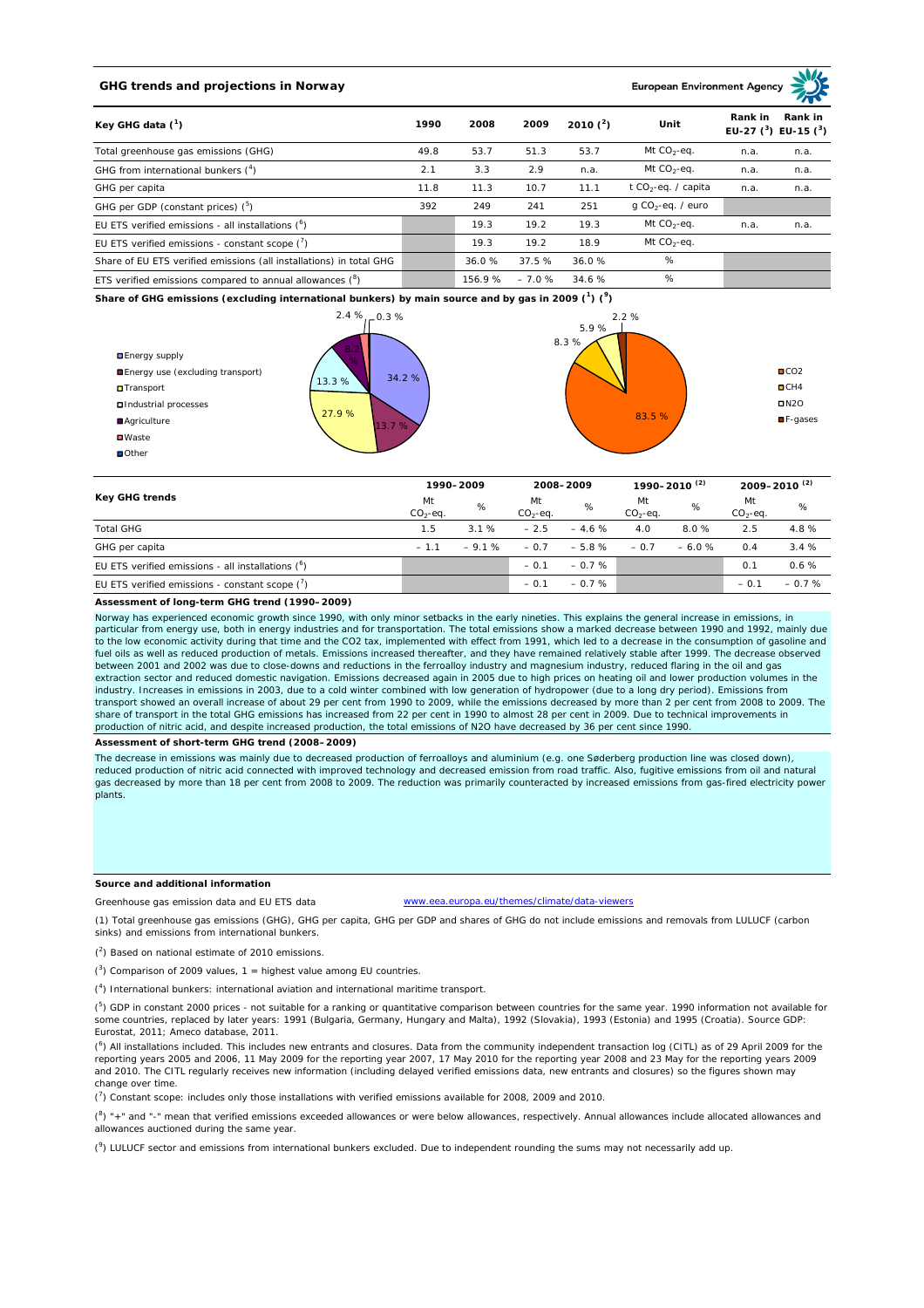## GHG trends and projections in Norway

European Environment Agency

| Key GHG data [1] | 1990 | 2008 | 2009 | 2010 [2] | Unit | Rank in EU-27 [3] | Rank in EU-15 [3] |
|---|---|---|---|---|---|---|---|
| Total greenhouse gas emissions (GHG) | 49.8 | 53.7 | 51.3 | 53.7 | Mt $CO_2$-eq. | n.a. | n.a. |
| GHG from international bunkers [4] | 2.1 | 3.3 | 2.9 | n.a. | Mt $CO_2$-eq. | n.a. | n.a. |
| GHG per capita | 11.8 | 11.3 | 10.7 | 11.1 | t $CO_2$-eq. / capita | n.a. | n.a. |
| GHG per GDP (constant prices) [5] | 392 | 249 | 241 | 251 | g $CO_2$-eq. / euro | | |
| EU ETS verified emissions - all installations [6] | | 19.3 | 19.2 | 19.3 | Mt $CO_2$-eq. | n.a. | n.a. |
| EU ETS verified emissions - constant scope [7] | | 19.3 | 19.2 | 18.9 | Mt $CO_2$-eq. | | |
| Share of EU ETS verified emissions (all installations) in total GHG | | 36.0 % | 37.5 % | 36.0 % | % | | |
| ETS verified emissions compared to annual allowances [8] | | 156.9 % | – 7.0 % | 34.6 % | % | | |

**Share of GHG emissions (excluding international bunkers) by main source and by gas in 2009 [1] [9]**

By main source: Energy supply 34.2 %; Energy use (excluding transport) 13.7 %; Transport 27.9 %; Industrial processes 13.3 %; Agriculture 8.2 %; Waste 2.4 %; Other 0.3 %

By gas: CO2 83.5 %; CH4 8.3 %; N2O 5.9 %; F-gases 2.2 %

| Key GHG trends | 1990–2009 | | 2008–2009 | | 1990–2010 [2] | | 2009–2010 [2] | |
|---|---|---|---|---|---|---|---|---|
| | Mt $CO_2$-eq. | % | Mt $CO_2$-eq. | % | Mt $CO_2$-eq. | % | Mt $CO_2$-eq. | % |
| Total GHG | 1.5 | 3.1 % | – 2.5 | – 4.6 % | 4.0 | 8.0 % | 2.5 | 4.8 % |
| GHG per capita | – 1.1 | – 9.1 % | – 0.7 | – 5.8 % | – 0.7 | – 6.0 % | 0.4 | 3.4 % |
| EU ETS verified emissions - all installations [6] | | | – 0.1 | – 0.7 % | | | 0.1 | 0.6 % |
| EU ETS verified emissions - constant scope [7] | | | – 0.1 | – 0.7 % | | | – 0.1 | – 0.7 % |

**Assessment of long-term GHG trend (1990–2009)**

Norway has experienced economic growth since 1990, with only minor setbacks in the early nineties. This explains the general increase in emissions, in particular from energy use, both in energy industries and for transportation. The total emissions show a marked decrease between 1990 and 1992, mainly due to the low economic activity during that time and the CO2 tax, implemented with effect from 1991, which led to a decrease in the consumption of gasoline and fuel oils as well as reduced production of metals. Emissions increased thereafter, and they have remained relatively stable after 1999. The decrease observed between 2001 and 2002 was due to close-downs and reductions in the ferroalloy industry and magnesium industry, reduced flaring in the oil and gas extraction sector and reduced domestic navigation. Emissions decreased again in 2005 due to high prices on heating oil and lower production volumes in the industry. Increases in emissions in 2003, due to a cold winter combined with low generation of hydropower (due to a long dry period). Emissions from transport showed an overall increase of about 29 per cent from 1990 to 2009, while the emissions decreased by more than 2 per cent from 2008 to 2009. The share of transport in the total GHG emissions has increased from 22 per cent in 1990 to almost 28 per cent in 2009. Due to technical improvements in production of nitric acid, and despite increased production, the total emissions of N2O have decreased by 36 per cent since 1990.

**Assessment of short-term GHG trend (2008–2009)**

The decrease in emissions was mainly due to decreased production of ferroalloys and aluminium (e.g. one Søderberg production line was closed down), reduced production of nitric acid connected with improved technology and decreased emission from road traffic. Also, fugitive emissions from oil and natural gas decreased by more than 18 per cent from 2008 to 2009. The reduction was primarily counteracted by increased emissions from gas-fired electricity power plants.

**Source and additional information**

Greenhouse gas emission data and EU ETS data www.eea.europa.eu/themes/climate/data-viewers

(1) Total greenhouse gas emissions (GHG), GHG per capita, GHG per GDP and shares of GHG do not include emissions and removals from LULUCF (carbon sinks) and emissions from international bunkers.

(2) Based on national estimate of 2010 emissions.

(3) Comparison of 2009 values, 1 = highest value among EU countries.

(4) International bunkers: international aviation and international maritime transport.

(5) GDP in constant 2000 prices - not suitable for a ranking or quantitative comparison between countries for the same year. 1990 information not available for some countries, replaced by later years: 1991 (Bulgaria, Germany, Hungary and Malta), 1992 (Slovakia), 1993 (Estonia) and 1995 (Croatia). Source GDP: Eurostat, 2011; Ameco database, 2011.

(6) All installations included. This includes new entrants and closures. Data from the community independent transaction log (CITL) as of 29 April 2009 for the reporting years 2005 and 2006, 11 May 2009 for the reporting year 2007, 17 May 2010 for the reporting year 2008 and 23 May for the reporting years 2009 and 2010. The CITL regularly receives new information (including delayed verified emissions data, new entrants and closures) so the figures shown may change over time.

(7) Constant scope: includes only those installations with verified emissions available for 2008, 2009 and 2010.

(8) "+" and "-" mean that verified emissions exceeded allowances or were below allowances, respectively. Annual allowances include allocated allowances and allowances auctioned during the same year.

(9) LULUCF sector and emissions from international bunkers excluded. Due to independent rounding the sums may not necessarily add up.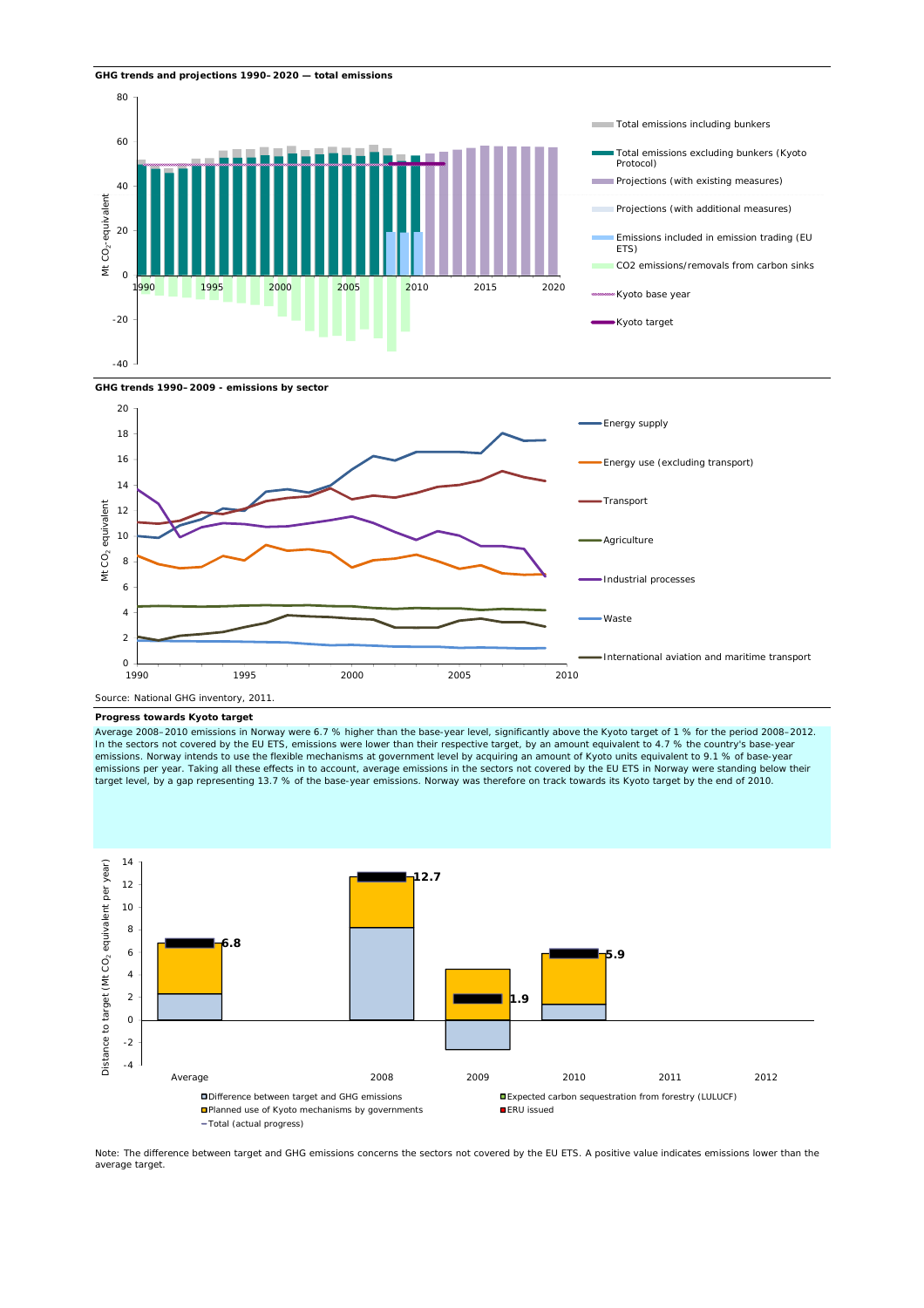**GHG trends and projections 1990–2020 — total emissions**

Mt $CO_2$-equivalent

80
60
40
20
0
-20
-40

1990
1995
2000
2005
2010
2015
2020

Total emissions including bunkers
Total emissions excluding bunkers (Kyoto Protocol)
Projections (with existing measures)
Projections (with additional measures)
Emissions included in emission trading (EU ETS)
CO2 emissions/removals from carbon sinks
Kyoto base year
Kyoto target

**GHG trends 1990–2009 - emissions by sector**

Mt $CO_2$ equivalent

20
18
16
14
12
10
8
6
4
2
0

1990
1995
2000
2005
2010

Energy supply
Energy use (excluding transport)
Transport
Agriculture
Industrial processes
Waste
International aviation and maritime transport

Source: National GHG inventory, 2011.

**Progress towards Kyoto target**

Average 2008–2010 emissions in Norway were 6.7 % higher than the base-year level, significantly above the Kyoto target of 1 % for the period 2008–2012. In the sectors not covered by the EU ETS, emissions were lower than their respective target, by an amount equivalent to 4.7 % the country's base-year emissions. Norway intends to use the flexible mechanisms at government level by acquiring an amount of Kyoto units equivalent to 9.1 % of base-year emissions per year. Taking all these effects in to account, average emissions in the sectors not covered by the EU ETS in Norway were standing below their target level, by a gap representing 13.7 % of the base-year emissions. Norway was therefore on track towards its Kyoto target by the end of 2010.

Distance to target (Mt $CO_2$ equivalent per year)

14
12
10
8
6
4
2
0
-2
-4

6.8
12.7
1.9
5.9

Average
2008
2009
2010
2011
2012

Difference between target and GHG emissions
Expected carbon sequestration from forestry (LULUCF)
Planned use of Kyoto mechanisms by governments
ERU issued
Total (actual progress)

Note: The difference between target and GHG emissions concerns the sectors not covered by the EU ETS. A positive value indicates emissions lower than the average target.